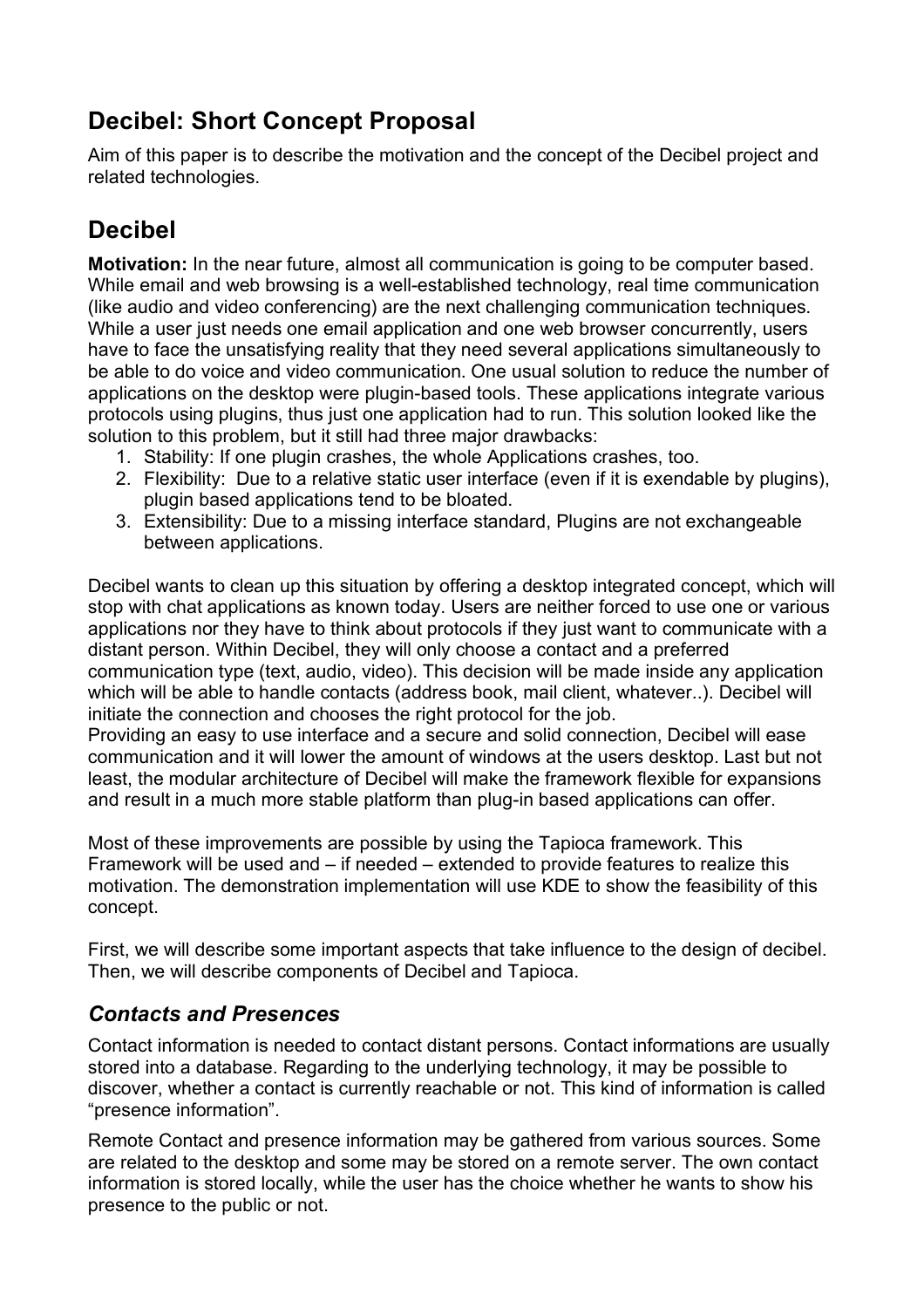## Decibel: Short Concept Proposal

Aim of this paper is to describe the motivation and the concept of the Decibel project and related technologies.

## Decibel

**Motivation:** In the near future, almost all communication is going to be computer based. While email and web browsing is a well-established technology, real time communication (like audio and video conferencing) are the next challenging communication techniques. While a user just needs one email application and one web browser concurrently, users have to face the unsatisfying reality that they need several applications simultaneously to be able to do voice and video communication. One usual solution to reduce the number of applications on the desktop were plugin-based tools. These applications integrate various protocols using plugins, thus just one application had to run. This solution looked like the solution to this problem, but it still had three major drawbacks:

1. Stability: If one plugin crashes, the whole Applications crashes, too.
2. Flexibility: Due to a relative static user interface (even if it is exendable by plugins), plugin based applications tend to be bloated.
3. Extensibility: Due to a missing interface standard, Plugins are not exchangeable between applications.

Decibel wants to clean up this situation by offering a desktop integrated concept, which will stop with chat applications as known today. Users are neither forced to use one or various applications nor they have to think about protocols if they just want to communicate with a distant person. Within Decibel, they will only choose a contact and a preferred communication type (text, audio, video). This decision will be made inside any application which will be able to handle contacts (address book, mail client, whatever..). Decibel will initiate the connection and chooses the right protocol for the job.
Providing an easy to use interface and a secure and solid connection, Decibel will ease communication and it will lower the amount of windows at the users desktop. Last but not least, the modular architecture of Decibel will make the framework flexible for expansions and result in a much more stable platform than plug-in based applications can offer.

Most of these improvements are possible by using the Tapioca framework. This Framework will be used and – if needed – extended to provide features to realize this motivation. The demonstration implementation will use KDE to show the feasibility of this concept.

First, we will describe some important aspects that take influence to the design of decibel. Then, we will describe components of Decibel and Tapioca.

### *Contacts and Presences*

Contact information is needed to contact distant persons. Contact informations are usually stored into a database. Regarding to the underlying technology, it may be possible to discover, whether a contact is currently reachable or not. This kind of information is called "presence information".

Remote Contact and presence information may be gathered from various sources. Some are related to the desktop and some may be stored on a remote server. The own contact information is stored locally, while the user has the choice whether he wants to show his presence to the public or not.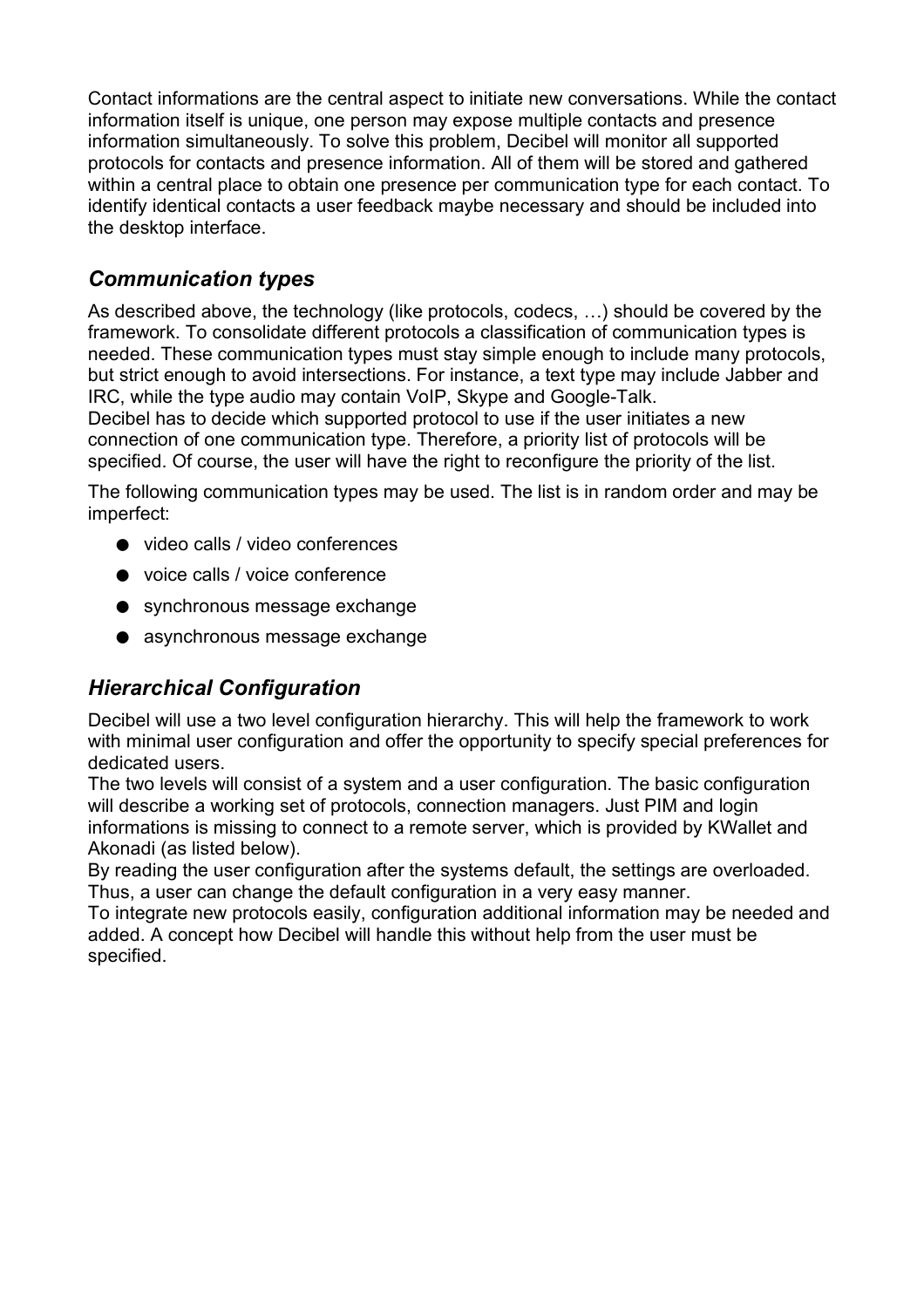Contact informations are the central aspect to initiate new conversations. While the contact information itself is unique, one person may expose multiple contacts and presence information simultaneously. To solve this problem, Decibel will monitor all supported protocols for contacts and presence information. All of them will be stored and gathered within a central place to obtain one presence per communication type for each contact. To identify identical contacts a user feedback maybe necessary and should be included into the desktop interface.

### *Communication types*

As described above, the technology (like protocols, codecs, …) should be covered by the framework. To consolidate different protocols a classification of communication types is needed. These communication types must stay simple enough to include many protocols, but strict enough to avoid intersections. For instance, a text type may include Jabber and IRC, while the type audio may contain VoIP, Skype and Google-Talk.
Decibel has to decide which supported protocol to use if the user initiates a new connection of one communication type. Therefore, a priority list of protocols will be specified. Of course, the user will have the right to reconfigure the priority of the list.

The following communication types may be used. The list is in random order and may be imperfect:

- video calls / video conferences
- voice calls / voice conference
- synchronous message exchange
- asynchronous message exchange

### *Hierarchical Configuration*

Decibel will use a two level configuration hierarchy. This will help the framework to work with minimal user configuration and offer the opportunity to specify special preferences for dedicated users.
The two levels will consist of a system and a user configuration. The basic configuration will describe a working set of protocols, connection managers. Just PIM and login informations is missing to connect to a remote server, which is provided by KWallet and Akonadi (as listed below).
By reading the user configuration after the systems default, the settings are overloaded. Thus, a user can change the default configuration in a very easy manner.
To integrate new protocols easily, configuration additional information may be needed and added. A concept how Decibel will handle this without help from the user must be specified.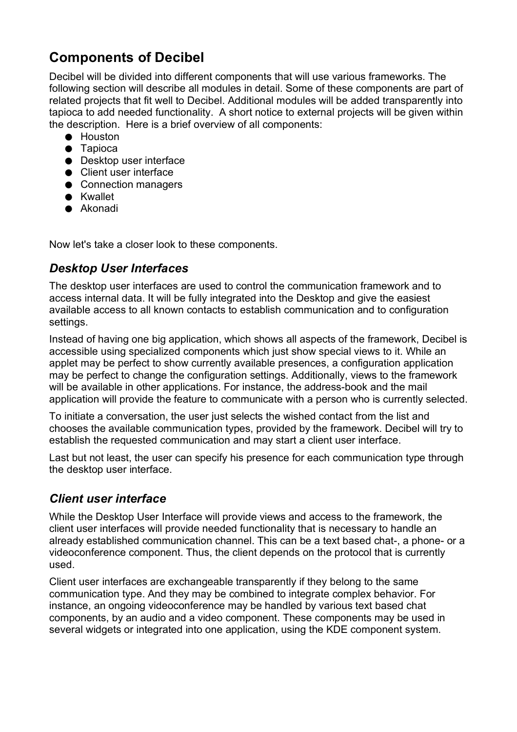## Components of Decibel

Decibel will be divided into different components that will use various frameworks. The following section will describe all modules in detail. Some of these components are part of related projects that fit well to Decibel. Additional modules will be added transparently into tapioca to add needed functionality. A short notice to external projects will be given within the description. Here is a brief overview of all components:

- Houston
- Tapioca
- Desktop user interface
- Client user interface
- Connection managers
- Kwallet
- Akonadi

Now let's take a closer look to these components.

### *Desktop User Interfaces*

The desktop user interfaces are used to control the communication framework and to access internal data. It will be fully integrated into the Desktop and give the easiest available access to all known contacts to establish communication and to configuration settings.

Instead of having one big application, which shows all aspects of the framework, Decibel is accessible using specialized components which just show special views to it. While an applet may be perfect to show currently available presences, a configuration application may be perfect to change the configuration settings. Additionally, views to the framework will be available in other applications. For instance, the address-book and the mail application will provide the feature to communicate with a person who is currently selected.

To initiate a conversation, the user just selects the wished contact from the list and chooses the available communication types, provided by the framework. Decibel will try to establish the requested communication and may start a client user interface.

Last but not least, the user can specify his presence for each communication type through the desktop user interface.

### *Client user interface*

While the Desktop User Interface will provide views and access to the framework, the client user interfaces will provide needed functionality that is necessary to handle an already established communication channel. This can be a text based chat-, a phone- or a videoconference component. Thus, the client depends on the protocol that is currently used.

Client user interfaces are exchangeable transparently if they belong to the same communication type. And they may be combined to integrate complex behavior. For instance, an ongoing videoconference may be handled by various text based chat components, by an audio and a video component. These components may be used in several widgets or integrated into one application, using the KDE component system.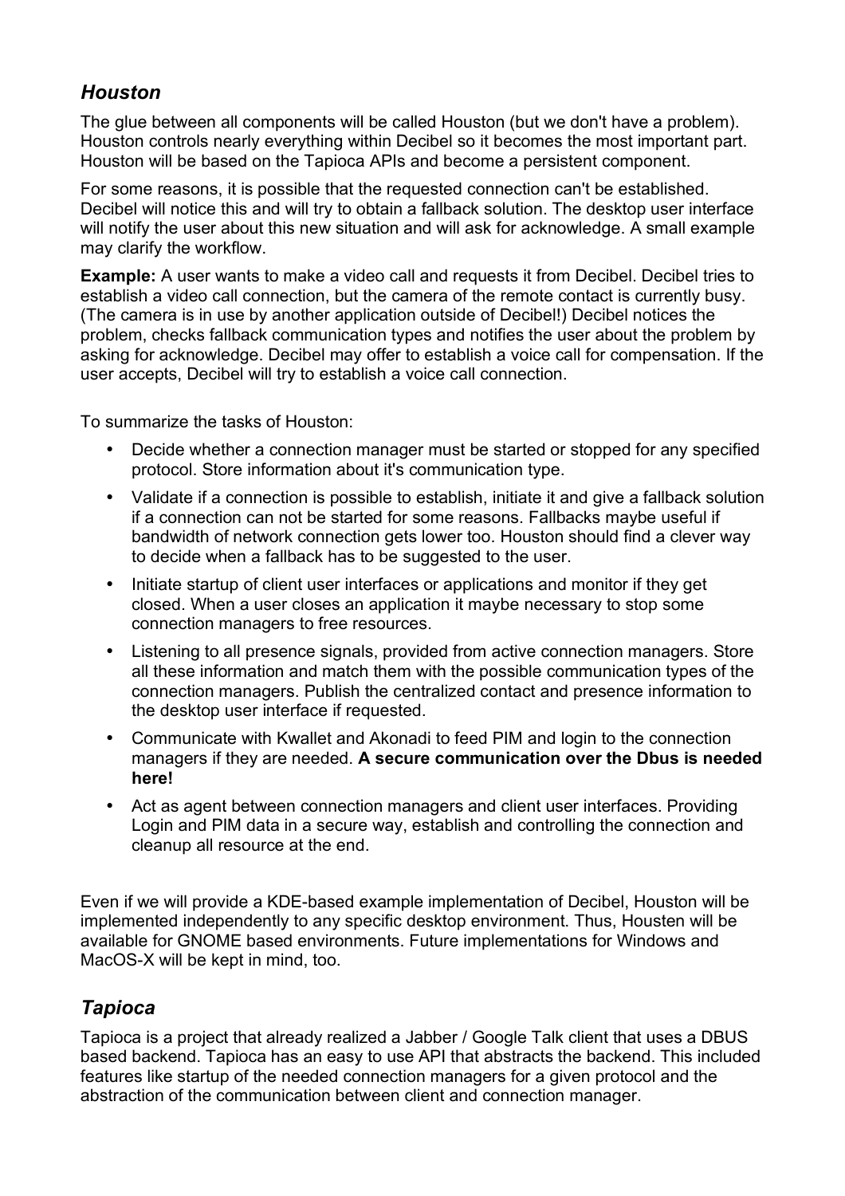## *Houston*

The glue between all components will be called Houston (but we don't have a problem). Houston controls nearly everything within Decibel so it becomes the most important part. Houston will be based on the Tapioca APIs and become a persistent component.

For some reasons, it is possible that the requested connection can't be established. Decibel will notice this and will try to obtain a fallback solution. The desktop user interface will notify the user about this new situation and will ask for acknowledge. A small example may clarify the workflow.

**Example:** A user wants to make a video call and requests it from Decibel. Decibel tries to establish a video call connection, but the camera of the remote contact is currently busy. (The camera is in use by another application outside of Decibel!) Decibel notices the problem, checks fallback communication types and notifies the user about the problem by asking for acknowledge. Decibel may offer to establish a voice call for compensation. If the user accepts, Decibel will try to establish a voice call connection.

To summarize the tasks of Houston:

- Decide whether a connection manager must be started or stopped for any specified protocol. Store information about it's communication type.
- Validate if a connection is possible to establish, initiate it and give a fallback solution if a connection can not be started for some reasons. Fallbacks maybe useful if bandwidth of network connection gets lower too. Houston should find a clever way to decide when a fallback has to be suggested to the user.
- Initiate startup of client user interfaces or applications and monitor if they get closed. When a user closes an application it maybe necessary to stop some connection managers to free resources.
- Listening to all presence signals, provided from active connection managers. Store all these information and match them with the possible communication types of the connection managers. Publish the centralized contact and presence information to the desktop user interface if requested.
- Communicate with Kwallet and Akonadi to feed PIM and login to the connection managers if they are needed. **A secure communication over the Dbus is needed here!**
- Act as agent between connection managers and client user interfaces. Providing Login and PIM data in a secure way, establish and controlling the connection and cleanup all resource at the end.

Even if we will provide a KDE-based example implementation of Decibel, Houston will be implemented independently to any specific desktop environment. Thus, Housten will be available for GNOME based environments. Future implementations for Windows and MacOS-X will be kept in mind, too.

## *Tapioca*

Tapioca is a project that already realized a Jabber / Google Talk client that uses a DBUS based backend. Tapioca has an easy to use API that abstracts the backend. This included features like startup of the needed connection managers for a given protocol and the abstraction of the communication between client and connection manager.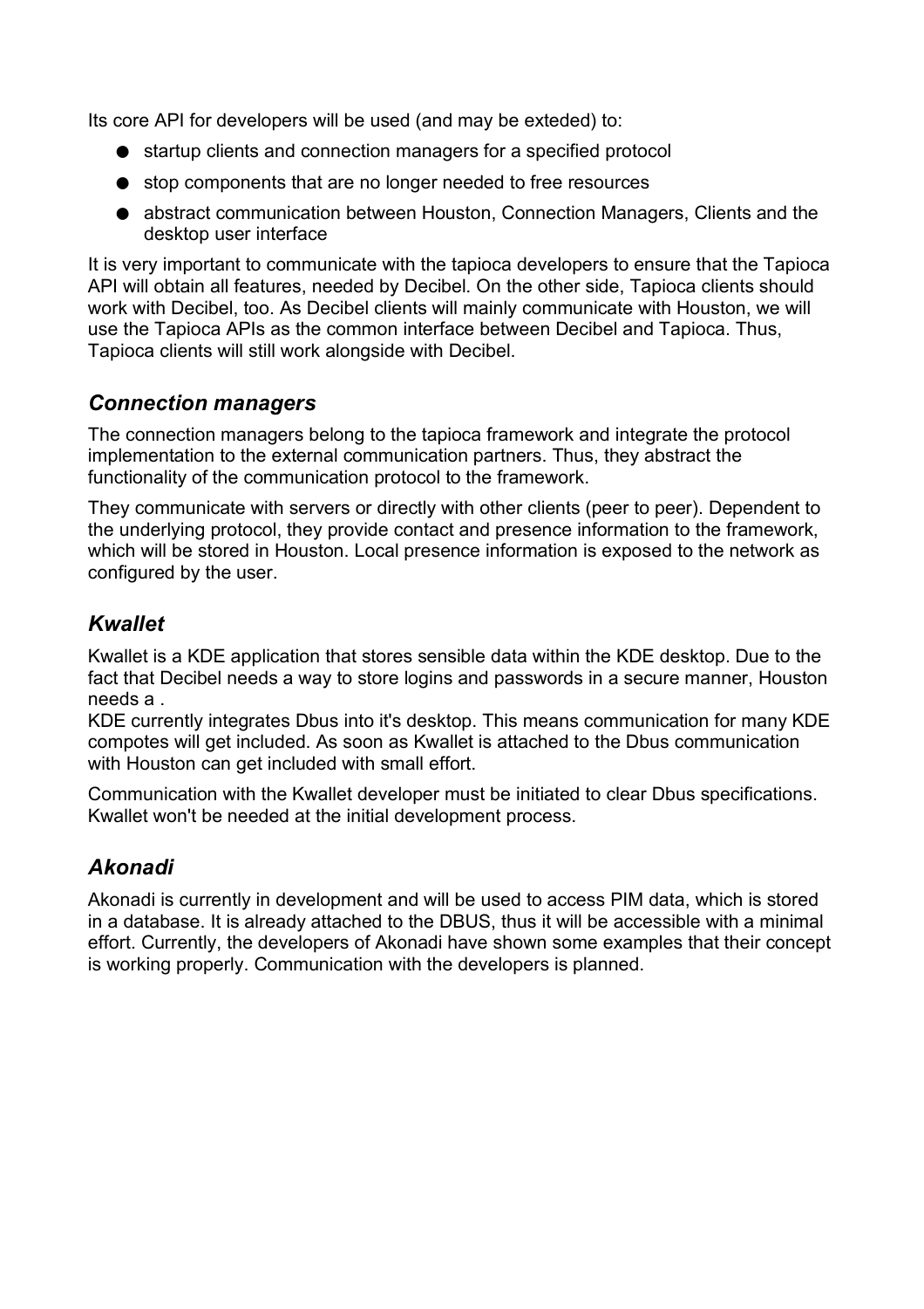Its core API for developers will be used (and may be exteded) to:

- startup clients and connection managers for a specified protocol
- stop components that are no longer needed to free resources
- abstract communication between Houston, Connection Managers, Clients and the desktop user interface

It is very important to communicate with the tapioca developers to ensure that the Tapioca API will obtain all features, needed by Decibel. On the other side, Tapioca clients should work with Decibel, too. As Decibel clients will mainly communicate with Houston, we will use the Tapioca APIs as the common interface between Decibel and Tapioca. Thus, Tapioca clients will still work alongside with Decibel.

### *Connection managers*

The connection managers belong to the tapioca framework and integrate the protocol implementation to the external communication partners. Thus, they abstract the functionality of the communication protocol to the framework.

They communicate with servers or directly with other clients (peer to peer). Dependent to the underlying protocol, they provide contact and presence information to the framework, which will be stored in Houston. Local presence information is exposed to the network as configured by the user.

### *Kwallet*

Kwallet is a KDE application that stores sensible data within the KDE desktop. Due to the fact that Decibel needs a way to store logins and passwords in a secure manner, Houston needs a .
KDE currently integrates Dbus into it's desktop. This means communication for many KDE compotes will get included. As soon as Kwallet is attached to the Dbus communication with Houston can get included with small effort.

Communication with the Kwallet developer must be initiated to clear Dbus specifications. Kwallet won't be needed at the initial development process.

### *Akonadi*

Akonadi is currently in development and will be used to access PIM data, which is stored in a database. It is already attached to the DBUS, thus it will be accessible with a minimal effort. Currently, the developers of Akonadi have shown some examples that their concept is working properly. Communication with the developers is planned.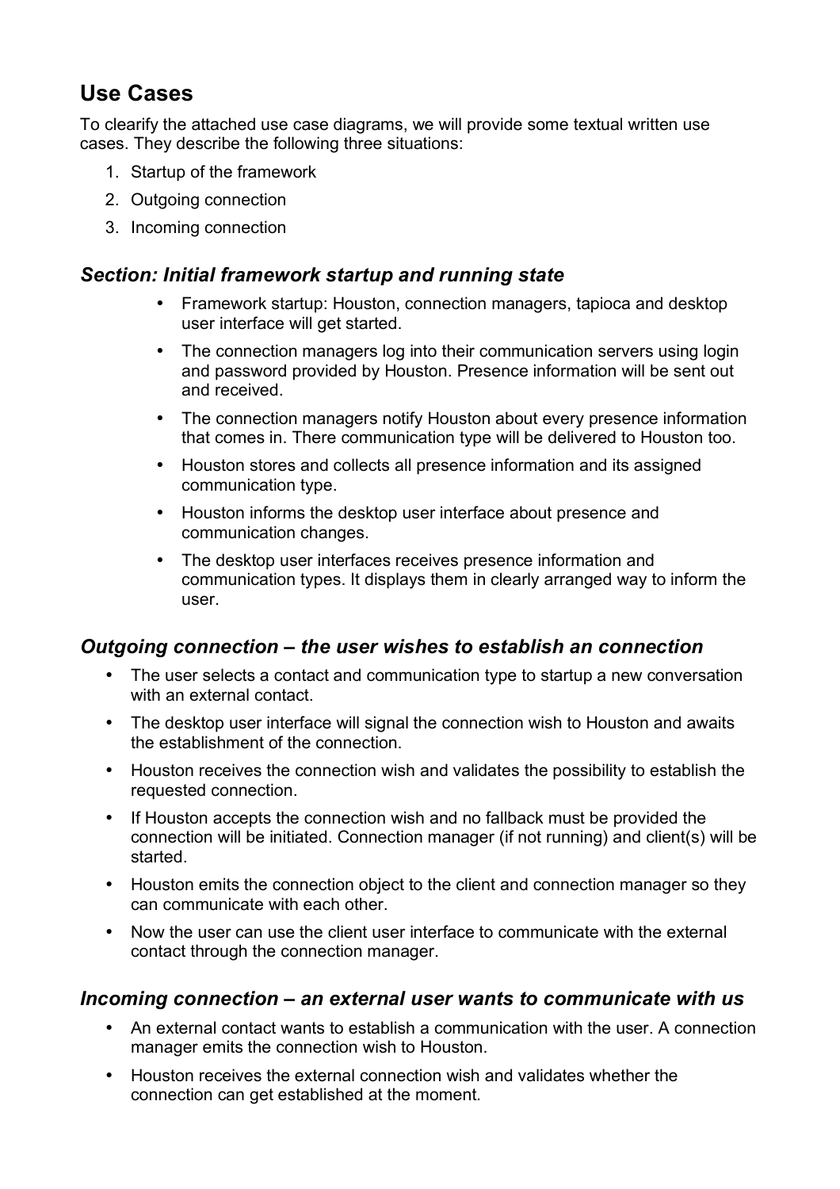## Use Cases

To clearify the attached use case diagrams, we will provide some textual written use cases. They describe the following three situations:

1. Startup of the framework
2. Outgoing connection
3. Incoming connection

### *Section: Initial framework startup and running state*

- Framework startup: Houston, connection managers, tapioca and desktop user interface will get started.
- The connection managers log into their communication servers using login and password provided by Houston. Presence information will be sent out and received.
- The connection managers notify Houston about every presence information that comes in. There communication type will be delivered to Houston too.
- Houston stores and collects all presence information and its assigned communication type.
- Houston informs the desktop user interface about presence and communication changes.
- The desktop user interfaces receives presence information and communication types. It displays them in clearly arranged way to inform the user.

### *Outgoing connection – the user wishes to establish an connection*

- The user selects a contact and communication type to startup a new conversation with an external contact.
- The desktop user interface will signal the connection wish to Houston and awaits the establishment of the connection.
- Houston receives the connection wish and validates the possibility to establish the requested connection.
- If Houston accepts the connection wish and no fallback must be provided the connection will be initiated. Connection manager (if not running) and client(s) will be started.
- Houston emits the connection object to the client and connection manager so they can communicate with each other.
- Now the user can use the client user interface to communicate with the external contact through the connection manager.

### *Incoming connection – an external user wants to communicate with us*

- An external contact wants to establish a communication with the user. A connection manager emits the connection wish to Houston.
- Houston receives the external connection wish and validates whether the connection can get established at the moment.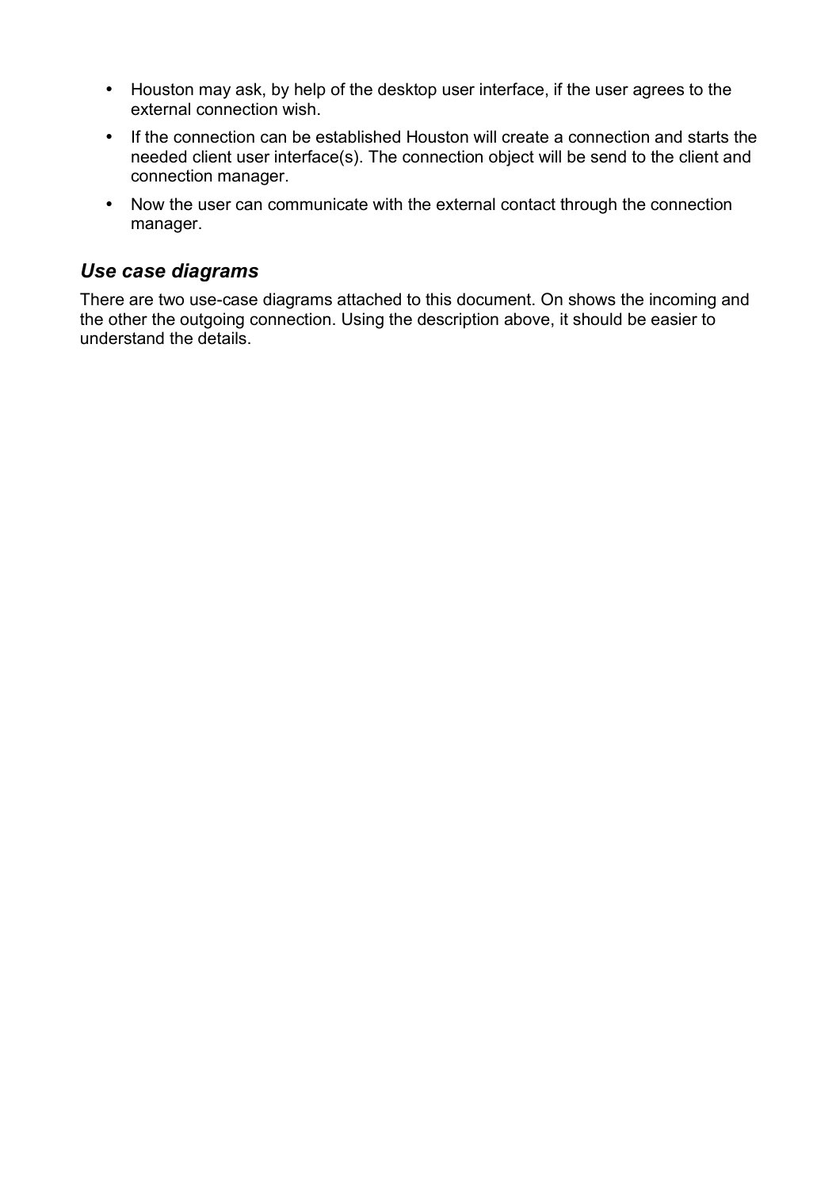- Houston may ask, by help of the desktop user interface, if the user agrees to the external connection wish.
- If the connection can be established Houston will create a connection and starts the needed client user interface(s). The connection object will be send to the client and connection manager.
- Now the user can communicate with the external contact through the connection manager.

### *Use case diagrams*

There are two use-case diagrams attached to this document. On shows the incoming and the other the outgoing connection. Using the description above, it should be easier to understand the details.